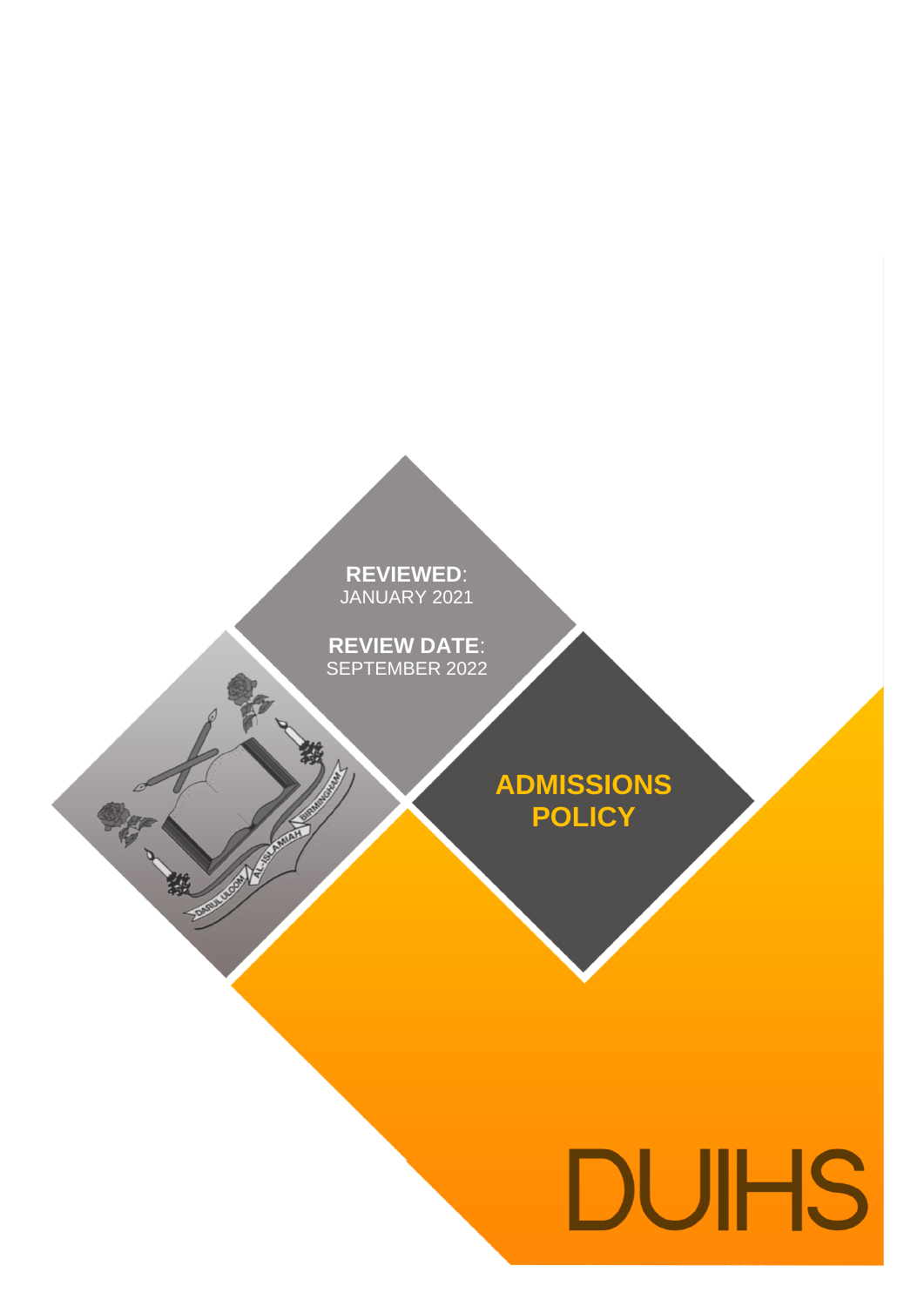**REVIEWED**: JANUARY 2021

**REVIEW DATE**: SEPTEMBER 2022

# ADMISSIONS POLICY

DUIHS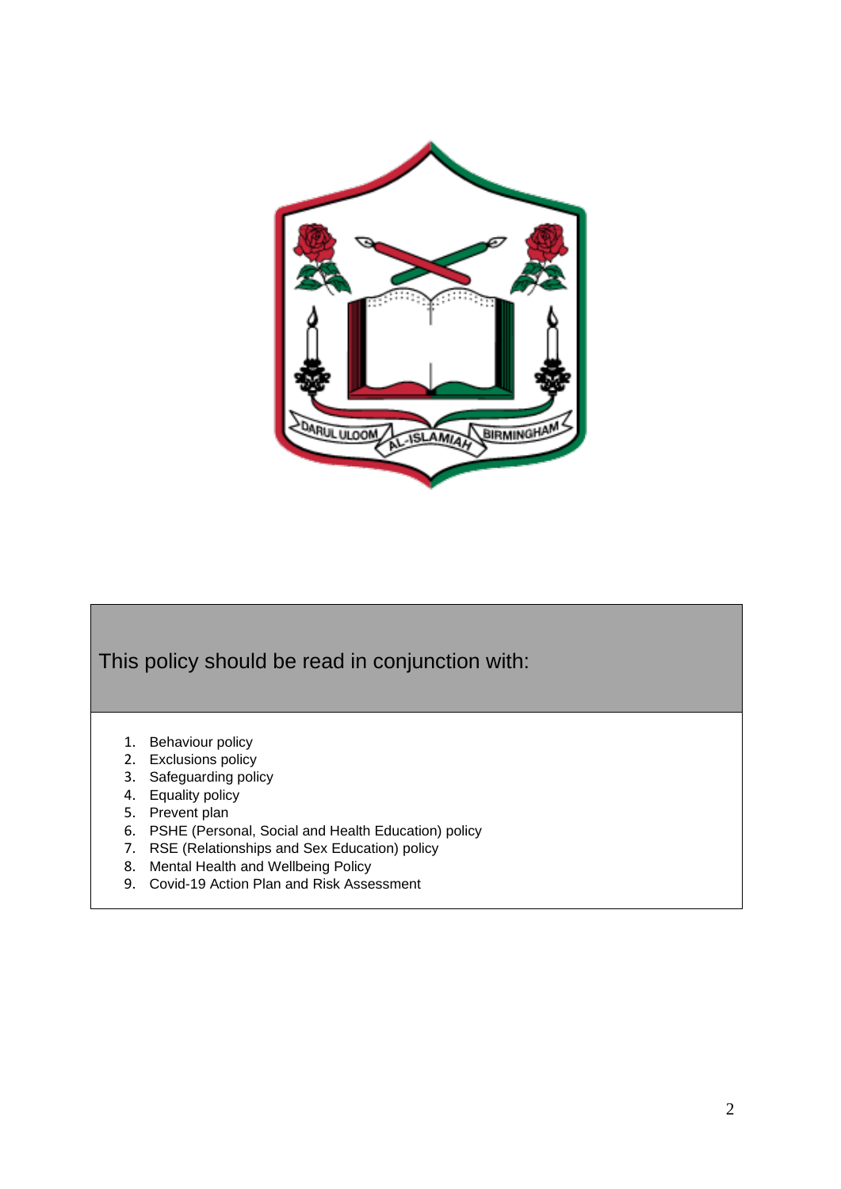This policy should be read in conjunction with:

1. Behaviour policy
2. Exclusions policy
3. Safeguarding policy
4. Equality policy
5. Prevent plan
6. PSHE (Personal, Social and Health Education) policy
7. RSE (Relationships and Sex Education) policy
8. Mental Health and Wellbeing Policy
9. Covid-19 Action Plan and Risk Assessment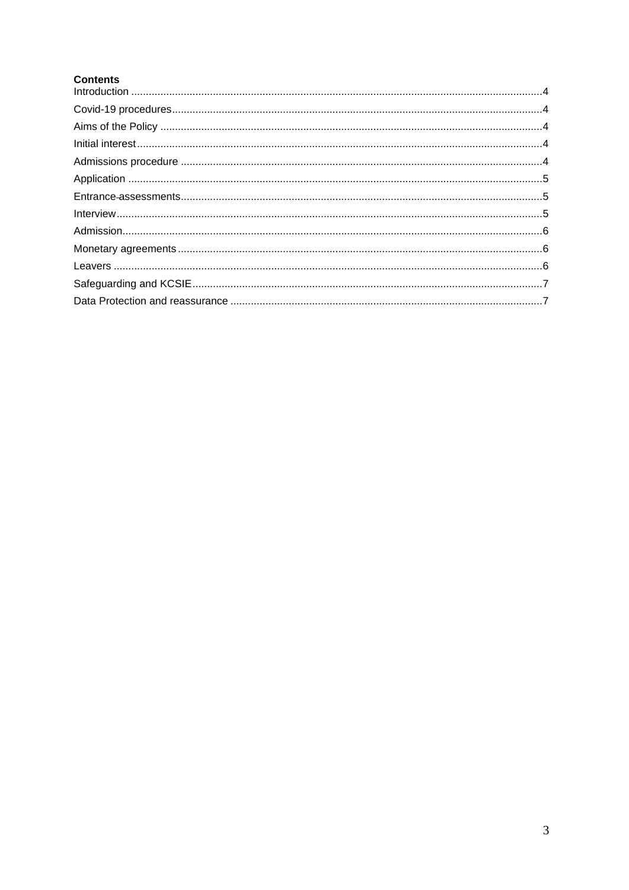**Contents**

Introduction ........................................................................................................................................4
Covid-19 procedures..........................................................................................................................4
Aims of the Policy ..............................................................................................................................4
Initial interest......................................................................................................................................4
Admissions procedure .......................................................................................................................4
Application .........................................................................................................................................5
Entrance-assessments.......................................................................................................................5
Interview.............................................................................................................................................5
Admission...........................................................................................................................................6
Monetary agreements........................................................................................................................6
Leavers ..............................................................................................................................................6
Safeguarding and KCSIE...................................................................................................................7
Data Protection and reassurance .......................................................................................................7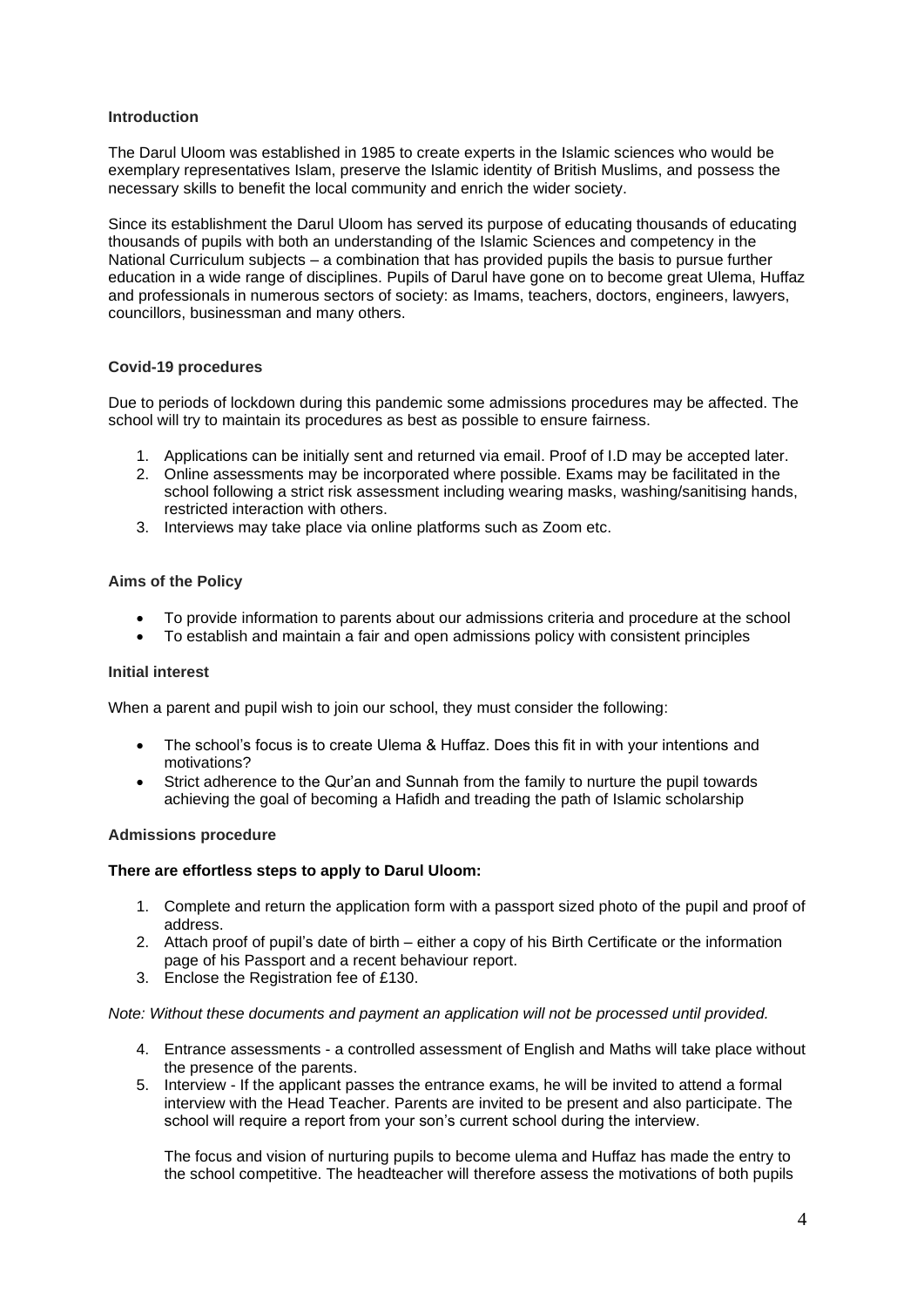## Introduction

The Darul Uloom was established in 1985 to create experts in the Islamic sciences who would be exemplary representatives Islam, preserve the Islamic identity of British Muslims, and possess the necessary skills to benefit the local community and enrich the wider society.

Since its establishment the Darul Uloom has served its purpose of educating thousands of educating thousands of pupils with both an understanding of the Islamic Sciences and competency in the National Curriculum subjects – a combination that has provided pupils the basis to pursue further education in a wide range of disciplines. Pupils of Darul have gone on to become great Ulema, Huffaz and professionals in numerous sectors of society: as Imams, teachers, doctors, engineers, lawyers, councillors, businessman and many others.

## Covid-19 procedures

Due to periods of lockdown during this pandemic some admissions procedures may be affected. The school will try to maintain its procedures as best as possible to ensure fairness.

1. Applications can be initially sent and returned via email. Proof of I.D may be accepted later.
2. Online assessments may be incorporated where possible. Exams may be facilitated in the school following a strict risk assessment including wearing masks, washing/sanitising hands, restricted interaction with others.
3. Interviews may take place via online platforms such as Zoom etc.

## Aims of the Policy

- To provide information to parents about our admissions criteria and procedure at the school
- To establish and maintain a fair and open admissions policy with consistent principles

## Initial interest

When a parent and pupil wish to join our school, they must consider the following:

- The school's focus is to create Ulema & Huffaz. Does this fit in with your intentions and motivations?
- Strict adherence to the Qur'an and Sunnah from the family to nurture the pupil towards achieving the goal of becoming a Hafidh and treading the path of Islamic scholarship

## Admissions procedure

**There are effortless steps to apply to Darul Uloom:**

1. Complete and return the application form with a passport sized photo of the pupil and proof of address.
2. Attach proof of pupil's date of birth – either a copy of his Birth Certificate or the information page of his Passport and a recent behaviour report.
3. Enclose the Registration fee of £130.

*Note: Without these documents and payment an application will not be processed until provided.*

4. Entrance assessments - a controlled assessment of English and Maths will take place without the presence of the parents.
5. Interview - If the applicant passes the entrance exams, he will be invited to attend a formal interview with the Head Teacher. Parents are invited to be present and also participate. The school will require a report from your son's current school during the interview.

   The focus and vision of nurturing pupils to become ulema and Huffaz has made the entry to the school competitive. The headteacher will therefore assess the motivations of both pupils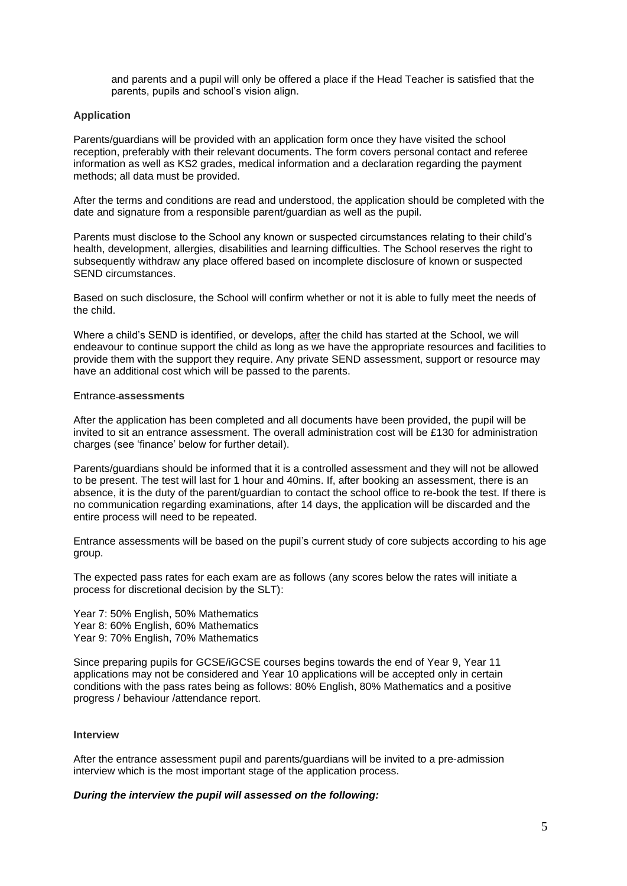and parents and a pupil will only be offered a place if the Head Teacher is satisfied that the parents, pupils and school's vision align.

**Application**

Parents/guardians will be provided with an application form once they have visited the school reception, preferably with their relevant documents. The form covers personal contact and referee information as well as KS2 grades, medical information and a declaration regarding the payment methods; all data must be provided.

After the terms and conditions are read and understood, the application should be completed with the date and signature from a responsible parent/guardian as well as the pupil.

Parents must disclose to the School any known or suspected circumstances relating to their child's health, development, allergies, disabilities and learning difficulties. The School reserves the right to subsequently withdraw any place offered based on incomplete disclosure of known or suspected SEND circumstances.

Based on such disclosure, the School will confirm whether or not it is able to fully meet the needs of the child.

Where a child's SEND is identified, or develops, after the child has started at the School, we will endeavour to continue support the child as long as we have the appropriate resources and facilities to provide them with the support they require. Any private SEND assessment, support or resource may have an additional cost which will be passed to the parents.

Entrance **assessments**

After the application has been completed and all documents have been provided, the pupil will be invited to sit an entrance assessment. The overall administration cost will be £130 for administration charges (see 'finance' below for further detail).

Parents/guardians should be informed that it is a controlled assessment and they will not be allowed to be present. The test will last for 1 hour and 40mins. If, after booking an assessment, there is an absence, it is the duty of the parent/guardian to contact the school office to re-book the test. If there is no communication regarding examinations, after 14 days, the application will be discarded and the entire process will need to be repeated.

Entrance assessments will be based on the pupil's current study of core subjects according to his age group.

The expected pass rates for each exam are as follows (any scores below the rates will initiate a process for discretional decision by the SLT):

Year 7: 50% English, 50% Mathematics
Year 8: 60% English, 60% Mathematics
Year 9: 70% English, 70% Mathematics

Since preparing pupils for GCSE/iGCSE courses begins towards the end of Year 9, Year 11 applications may not be considered and Year 10 applications will be accepted only in certain conditions with the pass rates being as follows: 80% English, 80% Mathematics and a positive progress / behaviour /attendance report.

**Interview**

After the entrance assessment pupil and parents/guardians will be invited to a pre-admission interview which is the most important stage of the application process.

***During the interview the pupil will assessed on the following:***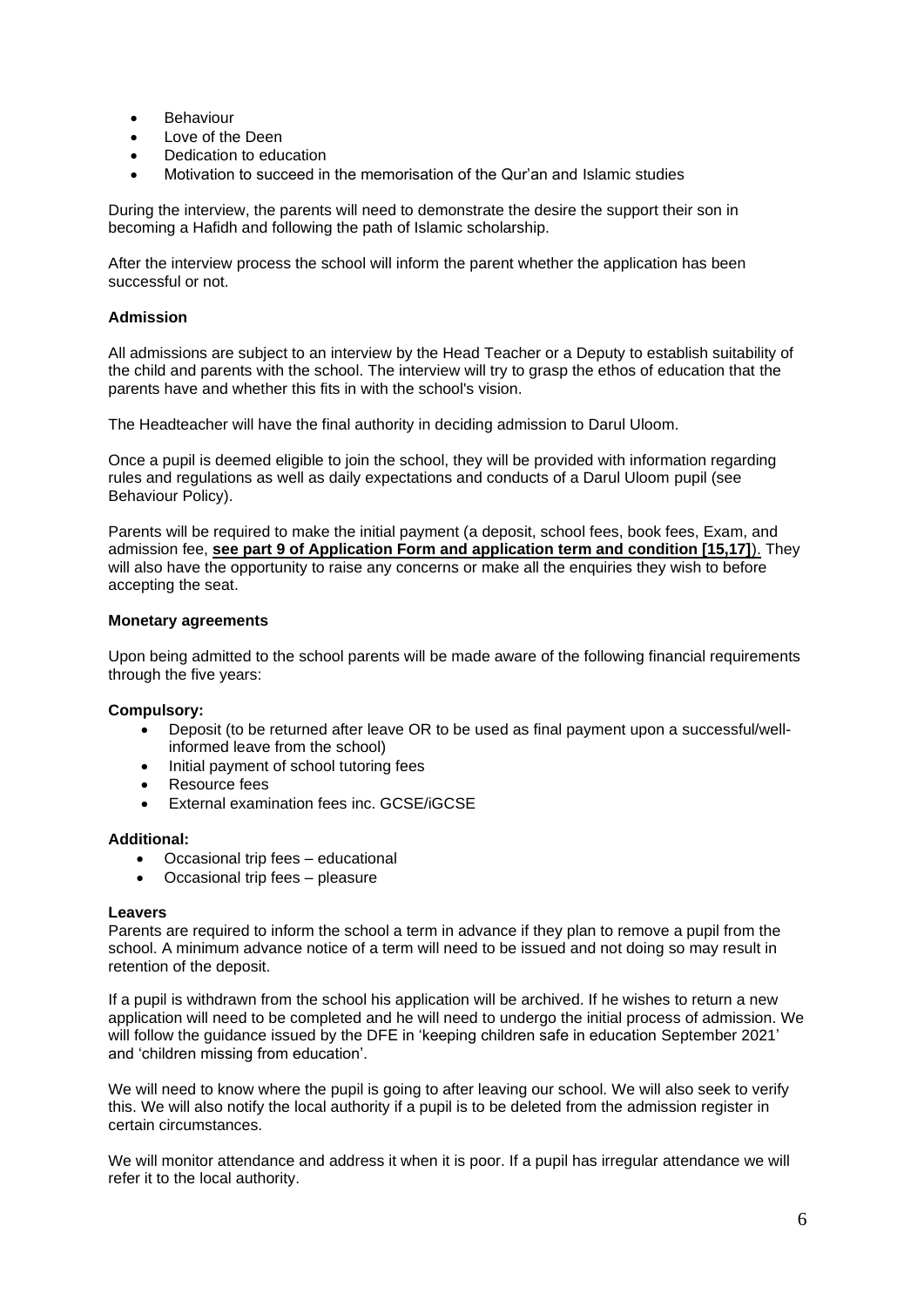- Behaviour
- Love of the Deen
- Dedication to education
- Motivation to succeed in the memorisation of the Qur'an and Islamic studies

During the interview, the parents will need to demonstrate the desire the support their son in becoming a Hafidh and following the path of Islamic scholarship.

After the interview process the school will inform the parent whether the application has been successful or not.

**Admission**

All admissions are subject to an interview by the Head Teacher or a Deputy to establish suitability of the child and parents with the school. The interview will try to grasp the ethos of education that the parents have and whether this fits in with the school's vision.

The Headteacher will have the final authority in deciding admission to Darul Uloom.

Once a pupil is deemed eligible to join the school, they will be provided with information regarding rules and regulations as well as daily expectations and conducts of a Darul Uloom pupil (see Behaviour Policy).

Parents will be required to make the initial payment (a deposit, school fees, book fees, Exam, and admission fee, **see part 9 of Application Form and application term and condition [15,17]**). They will also have the opportunity to raise any concerns or make all the enquiries they wish to before accepting the seat.

**Monetary agreements**

Upon being admitted to the school parents will be made aware of the following financial requirements through the five years:

**Compulsory:**

- Deposit (to be returned after leave OR to be used as final payment upon a successful/well-informed leave from the school)
- Initial payment of school tutoring fees
- Resource fees
- External examination fees inc. GCSE/iGCSE

**Additional:**

- Occasional trip fees – educational
- Occasional trip fees – pleasure

**Leavers**

Parents are required to inform the school a term in advance if they plan to remove a pupil from the school. A minimum advance notice of a term will need to be issued and not doing so may result in retention of the deposit.

If a pupil is withdrawn from the school his application will be archived. If he wishes to return a new application will need to be completed and he will need to undergo the initial process of admission. We will follow the guidance issued by the DFE in 'keeping children safe in education September 2021' and 'children missing from education'.

We will need to know where the pupil is going to after leaving our school. We will also seek to verify this. We will also notify the local authority if a pupil is to be deleted from the admission register in certain circumstances.

We will monitor attendance and address it when it is poor. If a pupil has irregular attendance we will refer it to the local authority.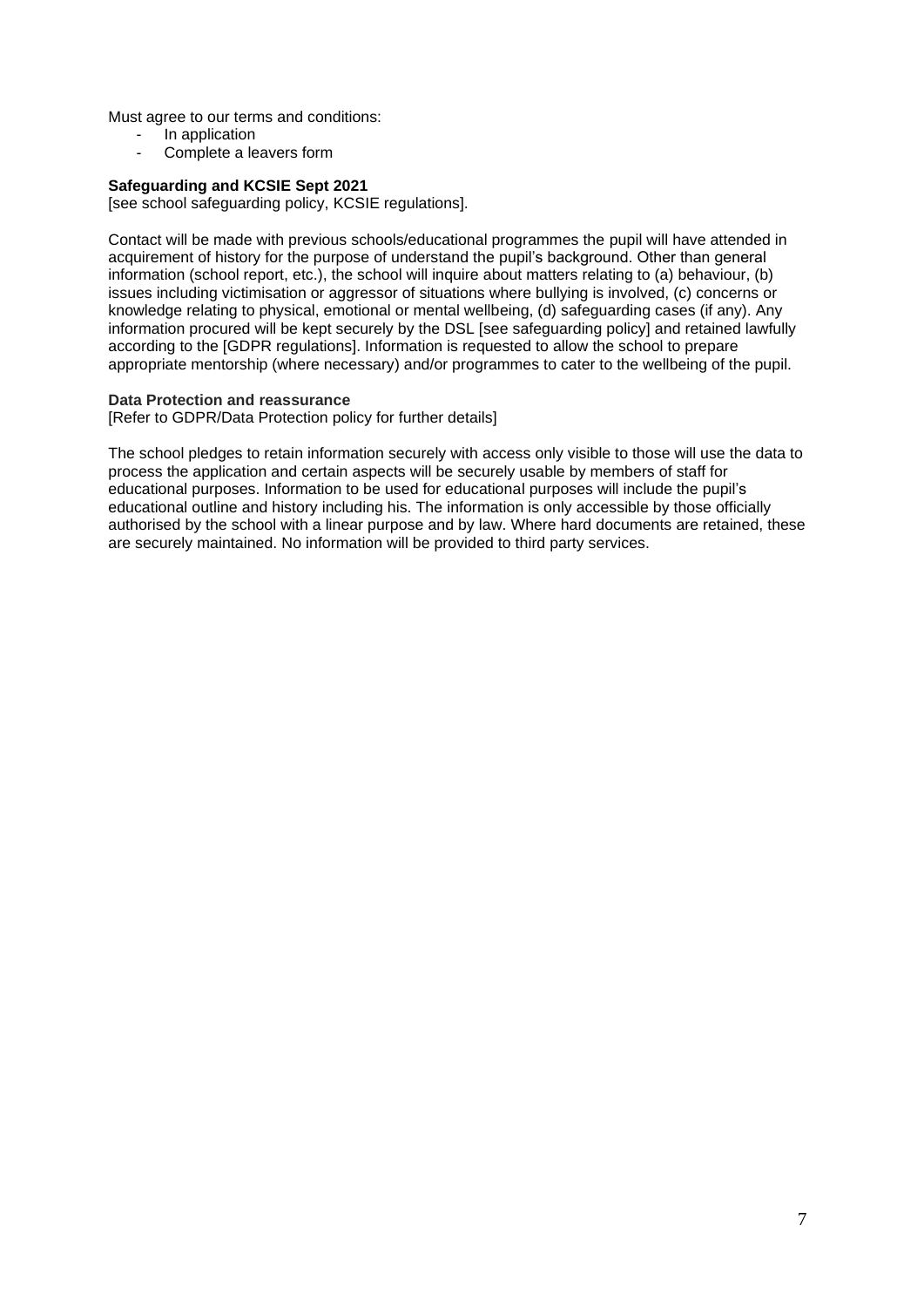Must agree to our terms and conditions:

- In application
- Complete a leavers form

**Safeguarding and KCSIE Sept 2021**
[see school safeguarding policy, KCSIE regulations].

Contact will be made with previous schools/educational programmes the pupil will have attended in acquirement of history for the purpose of understand the pupil's background. Other than general information (school report, etc.), the school will inquire about matters relating to (a) behaviour, (b) issues including victimisation or aggressor of situations where bullying is involved, (c) concerns or knowledge relating to physical, emotional or mental wellbeing, (d) safeguarding cases (if any). Any information procured will be kept securely by the DSL [see safeguarding policy] and retained lawfully according to the [GDPR regulations]. Information is requested to allow the school to prepare appropriate mentorship (where necessary) and/or programmes to cater to the wellbeing of the pupil.

**Data Protection and reassurance**
[Refer to GDPR/Data Protection policy for further details]

The school pledges to retain information securely with access only visible to those will use the data to process the application and certain aspects will be securely usable by members of staff for educational purposes. Information to be used for educational purposes will include the pupil's educational outline and history including his. The information is only accessible by those officially authorised by the school with a linear purpose and by law. Where hard documents are retained, these are securely maintained. No information will be provided to third party services.